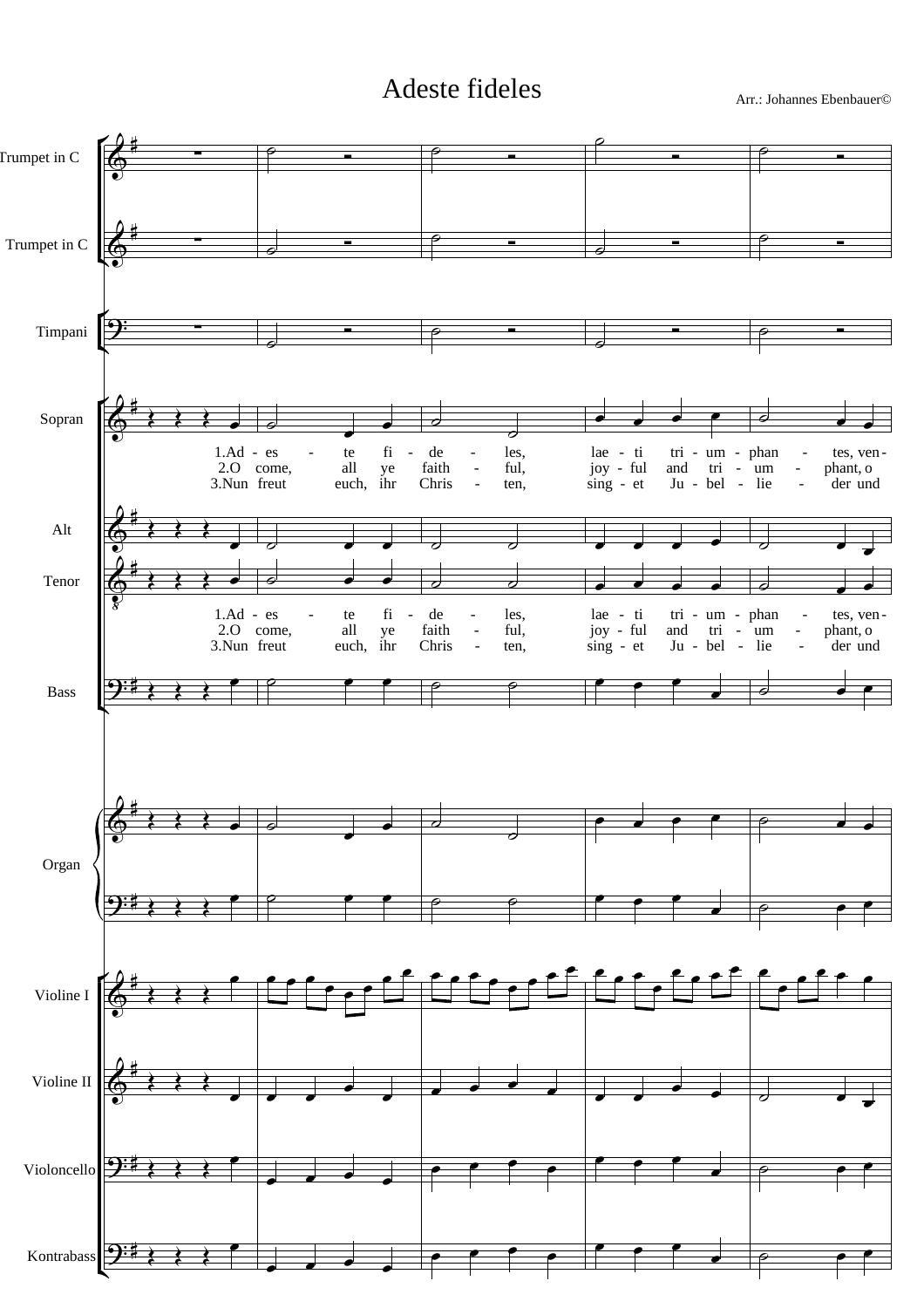# Adeste fideles

Arr.: Johannes Ebenbauer©

Trumpet in C

Trumpet in C

Timpani

Sopran

1.Ad - es - te fi - de - les, lae - ti tri - um - phan - tes, ven -
2.O come, all ye faith - ful, joy - ful and tri - um - phant, o
3.Nun freut euch, ihr Chris - ten, sing - et Ju - bel - lie - der und

Alt

Tenor

1.Ad - es - te fi - de - les, lae - ti tri - um - phan - tes, ven -
2.O come, all ye faith - ful, joy - ful and tri - um - phant, o
3.Nun freut euch, ihr Chris - ten, sing - et Ju - bel - lie - der und

Bass

Organ

Violine I

Violine II

Violoncello

Kontrabass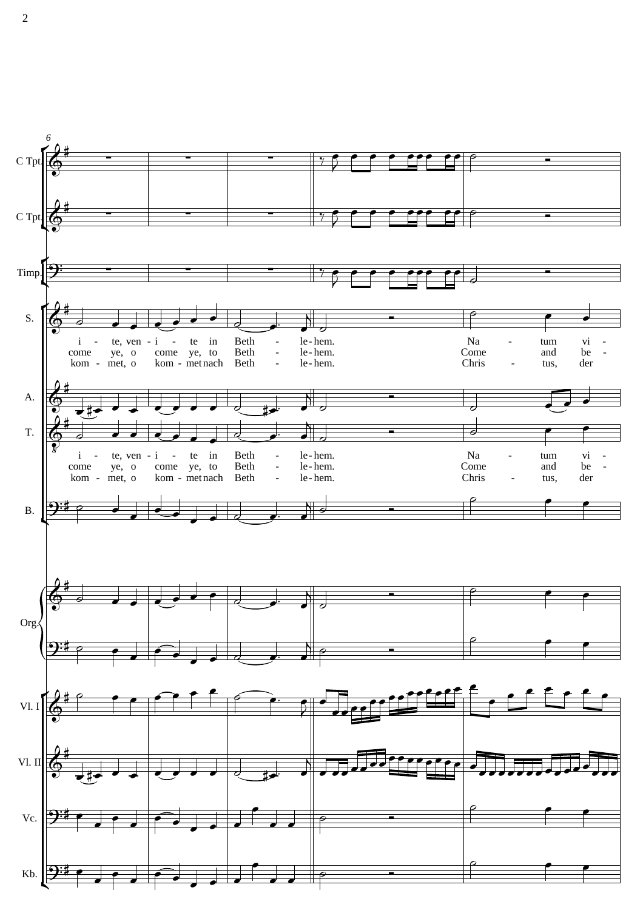C Tpt.
C Tpt.
Timp.
S.
A.
T.
B.
Org.
Vl. I
Vl. II
Vc.
Kb.

i - te, ven - i - te in Beth - le - hem. Na - tum vi -
come ye, o come ye, to Beth - le - hem. Come and be -
kom - met, o kom - met nach Beth - le - hem. Chris - tus, der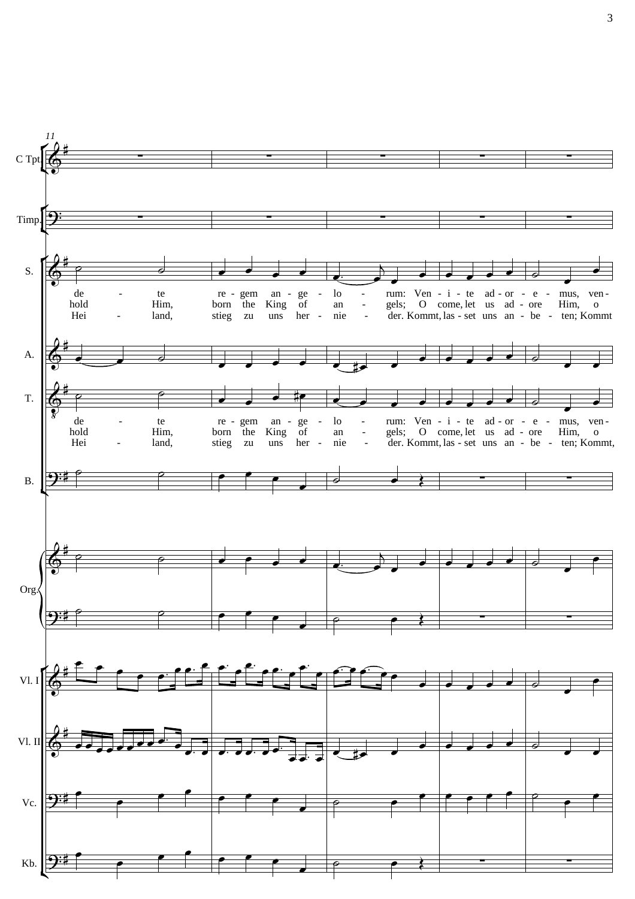11

C Tpt.

Timp.

S.

de - te re - gem an - ge - lo - rum: Ven - i - te ad - or - e - mus, ven -
hold Him, born the King of an - gels; O come, let us ad - ore Him, o
Hei - land, stieg zu uns her - nie - der. Kommt, las - set uns an - be - ten; Kommt

A.

T.

de - te re - gem an - ge - lo - rum: Ven - i - te ad - or - e - mus, ven -
hold Him, born the King of an - gels; O come, let us ad - ore Him, o
Hei - land, stieg zu uns her - nie - der. Kommt, las - set uns an - be - ten; Kommt,

B.

Org.

Vl. I

Vl. II

Vc.

Kb.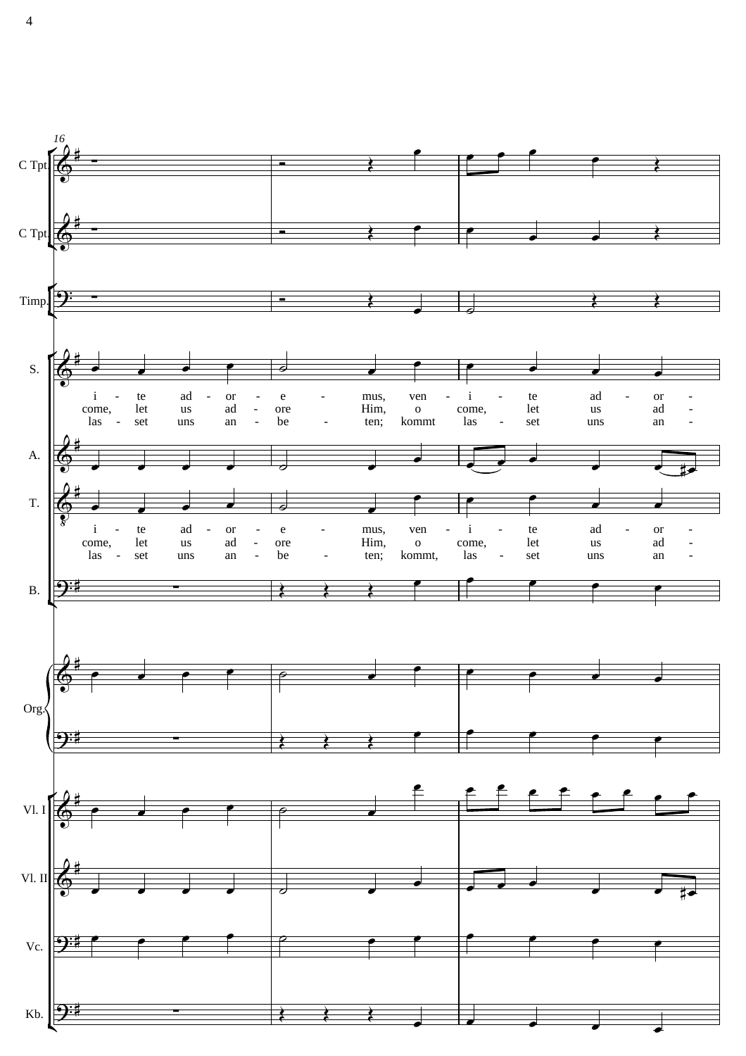16

C Tpt.

C Tpt.

Timp.

S.

i - te ad - or - e - mus, ven - i - te ad - or -
come, let us ad - ore Him, o come, let us ad -
las - set uns an - be - ten; kommt las - set uns an -

A.

T.

i - te ad - or - e - mus, ven - i - te ad - or -
come, let us ad - ore Him, o come, let us ad -
las - set uns an - be - ten; kommt, las - set uns an -

B.

Org.

Vl. I

Vl. II

Vc.

Kb.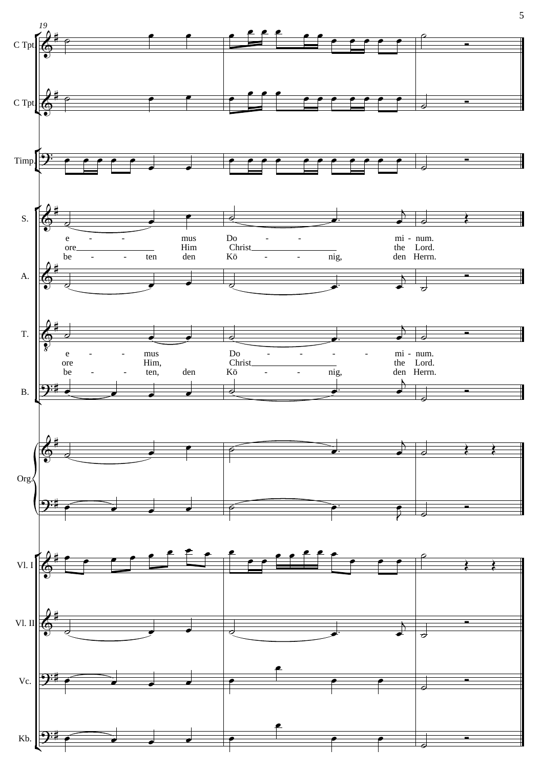19

C Tpt.

C Tpt.

Timp.

S.

e - - mus Do - - mi - num.
ore Him Christ the Lord.
be - - ten den Kö - - nig, den Herrn.

A.

T.

e - - mus Do - - - - mi - num.
ore Him, Christ the Lord.
be - - ten, den Kö - - nig, den Herrn.

B.

Org.

Vl. I

Vl. II

Vc.

Kb.